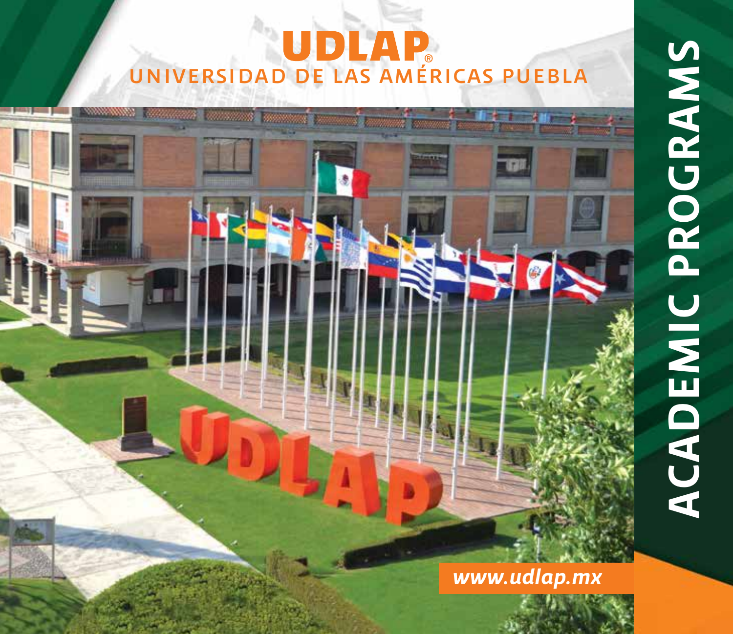# UDLAP®

## UNIVERSIDAD DE LAS AMÉRICAS PUEBLA

# ACADEMIC PROGRAMS

www.udlap.mx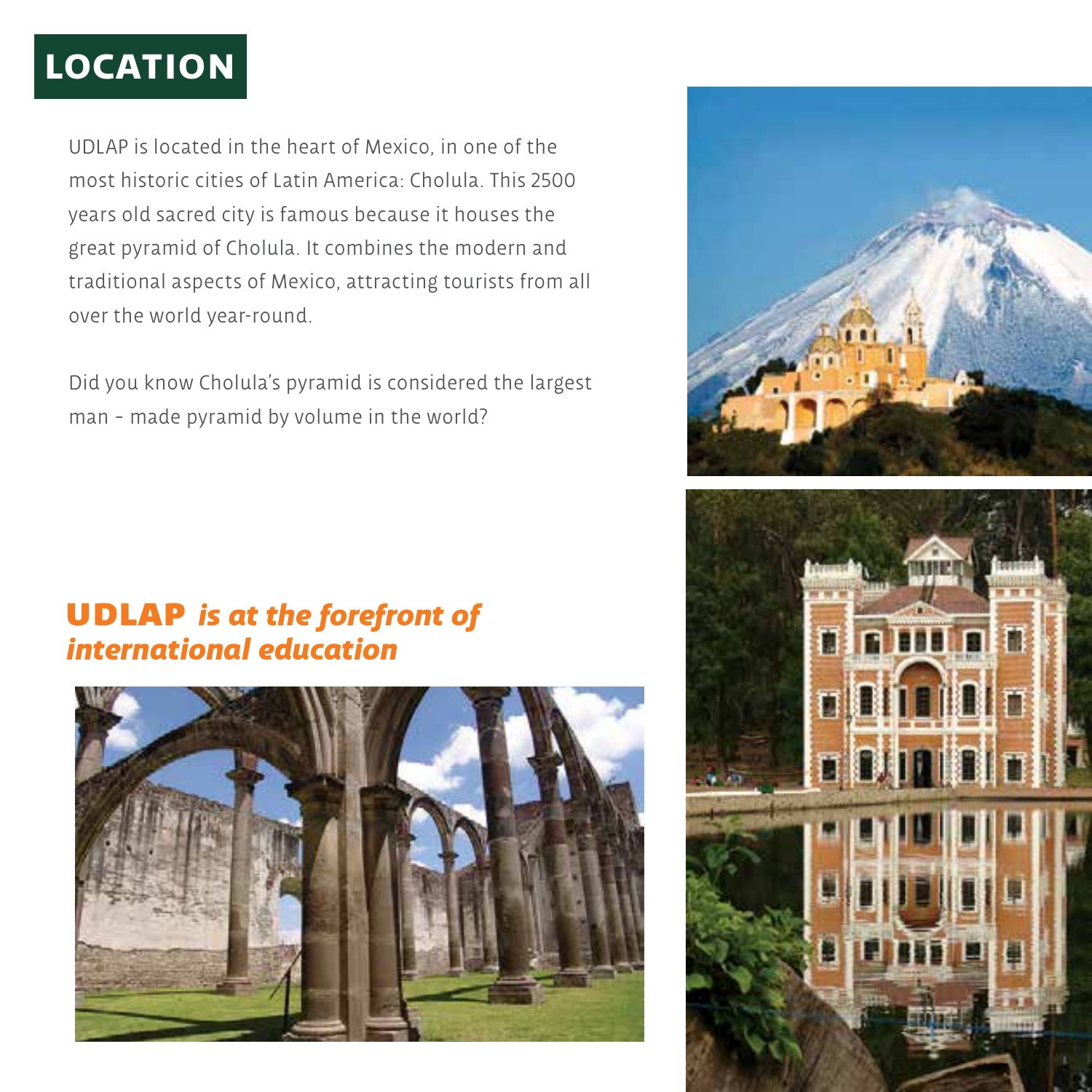# LOCATION

UDLAP is located in the heart of Mexico, in one of the most historic cities of Latin America: Cholula. This 2500 years old sacred city is famous because it houses the great pyramid of Cholula. It combines the modern and traditional aspects of Mexico, attracting tourists from all over the world year-round.

Did you know Cholula's pyramid is considered the largest man - made pyramid by volume in the world?

## UDLAP *is at the forefront of international education*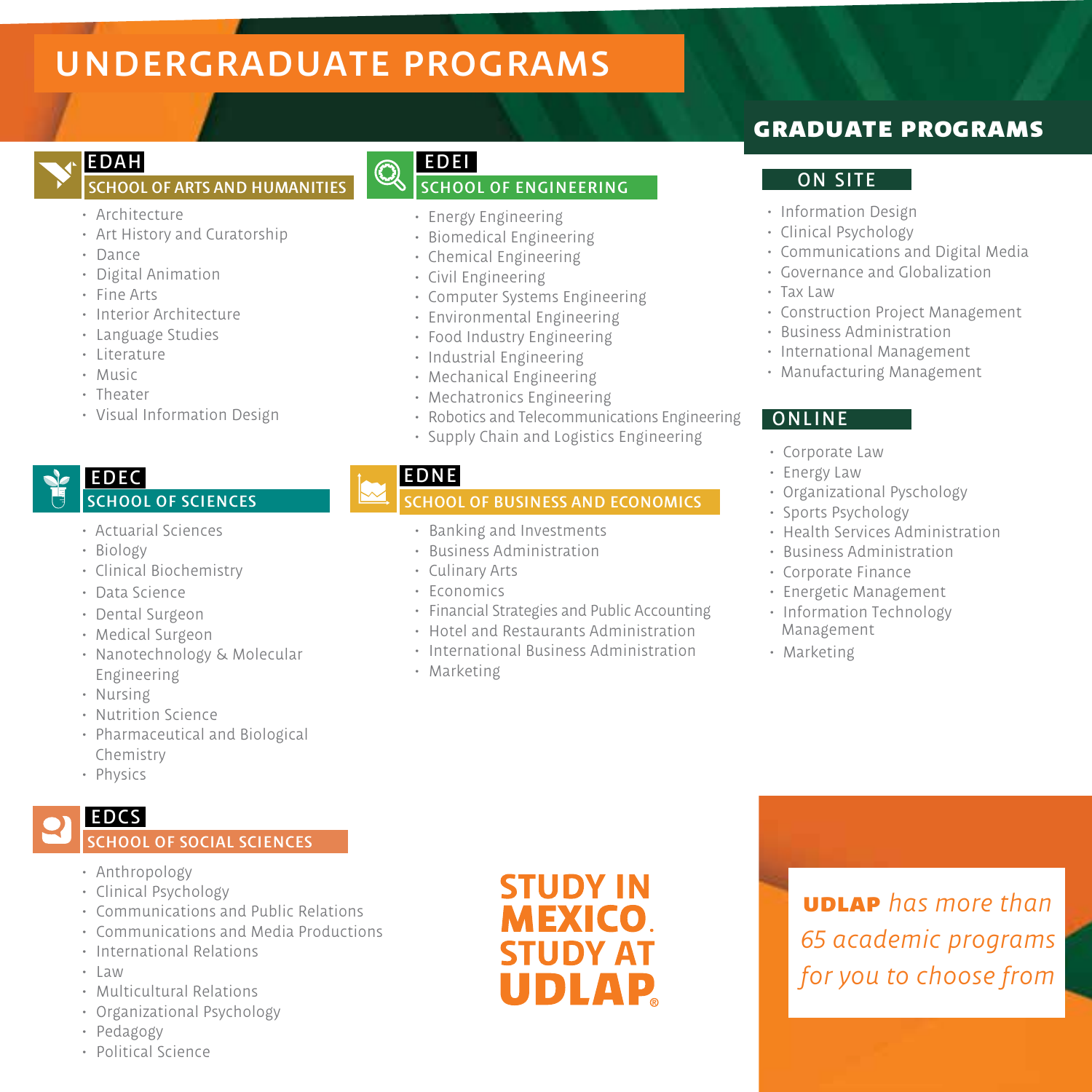# UNDERGRADUATE PROGRAMS

## EDAH
### SCHOOL OF ARTS AND HUMANITIES

- Architecture
- Art History and Curatorship
- Dance
- Digital Animation
- Fine Arts
- Interior Architecture
- Language Studies
- Literature
- Music
- Theater
- Visual Information Design

## EDEI
### SCHOOL OF ENGINEERING

- Energy Engineering
- Biomedical Engineering
- Chemical Engineering
- Civil Engineering
- Computer Systems Engineering
- Environmental Engineering
- Food Industry Engineering
- Industrial Engineering
- Mechanical Engineering
- Mechatronics Engineering
- Robotics and Telecommunications Engineering
- Supply Chain and Logistics Engineering

## EDEC
### SCHOOL OF SCIENCES

- Actuarial Sciences
- Biology
- Clinical Biochemistry
- Data Science
- Dental Surgeon
- Medical Surgeon
- Nanotechnology & Molecular Engineering
- Nursing
- Nutrition Science
- Pharmaceutical and Biological Chemistry
- Physics

## EDNE
### SCHOOL OF BUSINESS AND ECONOMICS

- Banking and Investments
- Business Administration
- Culinary Arts
- Economics
- Financial Strategies and Public Accounting
- Hotel and Restaurants Administration
- International Business Administration
- Marketing

## EDCS
### SCHOOL OF SOCIAL SCIENCES

- Anthropology
- Clinical Psychology
- Communications and Public Relations
- Communications and Media Productions
- International Relations
- Law
- Multicultural Relations
- Organizational Psychology
- Pedagogy
- Political Science

# GRADUATE PROGRAMS

## ON SITE

- Information Design
- Clinical Psychology
- Communications and Digital Media
- Governance and Globalization
- Tax Law
- Construction Project Management
- Business Administration
- International Management
- Manufacturing Management

## ONLINE

- Corporate Law
- Energy Law
- Organizational Pyschology
- Sports Psychology
- Health Services Administration
- Business Administration
- Corporate Finance
- Energetic Management
- Information Technology Management
- Marketing

**STUDY IN MEXICO. STUDY AT UDLAP®**

**UDLAP** *has more than 65 academic programs for you to choose from*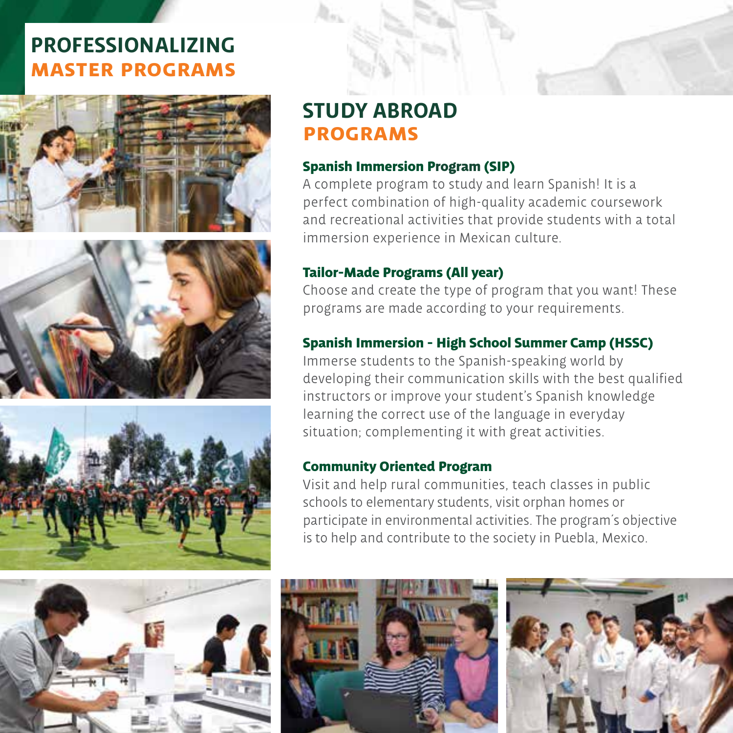# PROFESSIONALIZING MASTER PROGRAMS

# STUDY ABROAD PROGRAMS

### Spanish Immersion Program (SIP)

A complete program to study and learn Spanish! It is a perfect combination of high-quality academic coursework and recreational activities that provide students with a total immersion experience in Mexican culture.

### Tailor-Made Programs (All year)

Choose and create the type of program that you want! These programs are made according to your requirements.

### Spanish Immersion - High School Summer Camp (HSSC)

Immerse students to the Spanish-speaking world by developing their communication skills with the best qualified instructors or improve your student's Spanish knowledge learning the correct use of the language in everyday situation; complementing it with great activities.

### Community Oriented Program

Visit and help rural communities, teach classes in public schools to elementary students, visit orphan homes or participate in environmental activities. The program´s objective is to help and contribute to the society in Puebla, Mexico.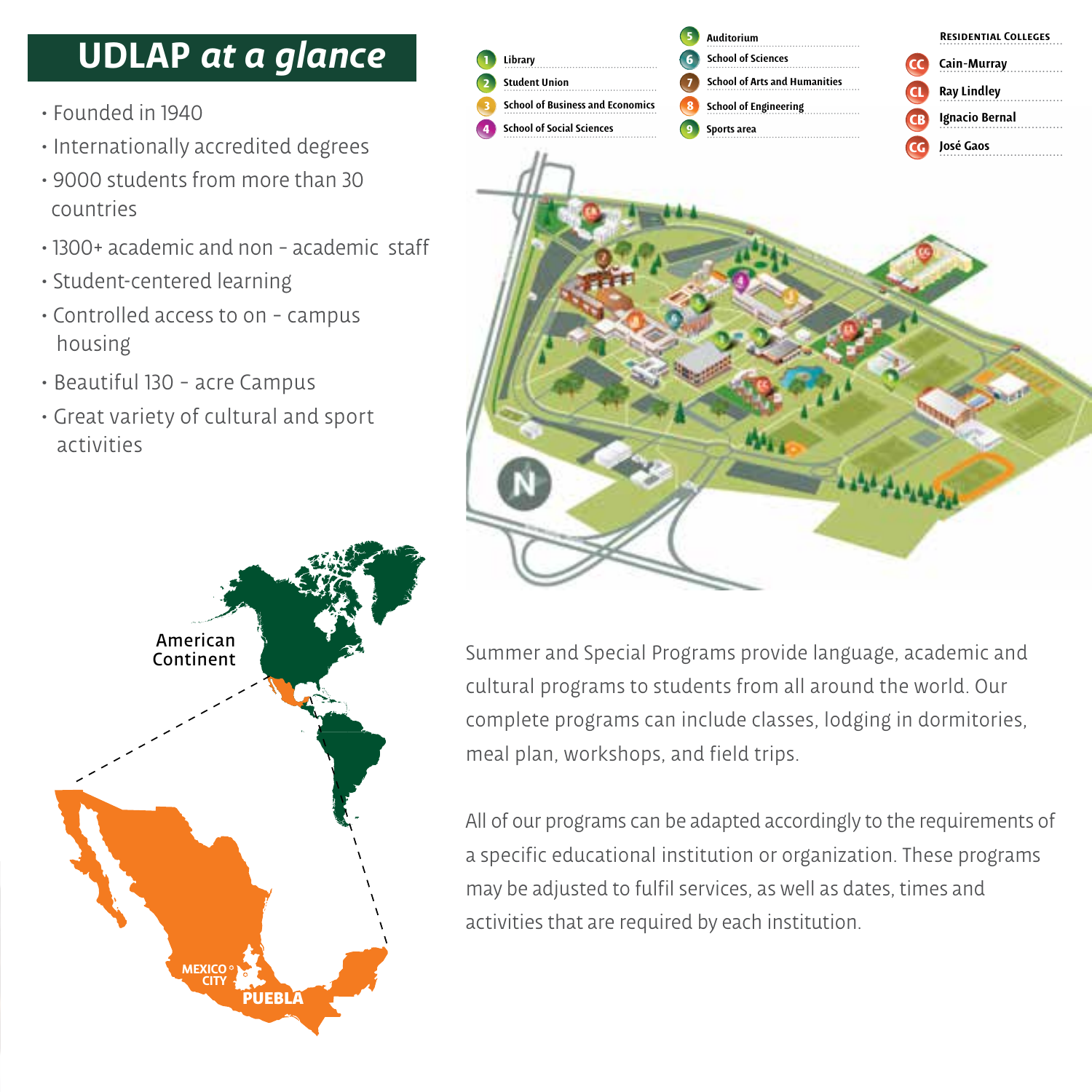# UDLAP *at a glance*

- Founded in 1940
- Internationally accredited degrees
- 9000 students from more than 30 countries
- 1300+ academic and non - academic staff
- Student-centered learning
- Controlled access to on - campus housing
- Beautiful 130 - acre Campus
- Great variety of cultural and sport activities

1. Library
2. Student Union
3. School of Business and Economics
4. School of Social Sciences
5. Auditorium
6. School of Sciences
7. School of Arts and Humanities
8. School of Engineering
9. Sports area

**Residential Colleges**

- CC Cain-Murray
- CL Ray Lindley
- CB Ignacio Bernal
- CG José Gaos

American Continent

MEXICO CITY

PUEBLA

Summer and Special Programs provide language, academic and cultural programs to students from all around the world. Our complete programs can include classes, lodging in dormitories, meal plan, workshops, and field trips.

All of our programs can be adapted accordingly to the requirements of a specific educational institution or organization. These programs may be adjusted to fulfil services, as well as dates, times and activities that are required by each institution.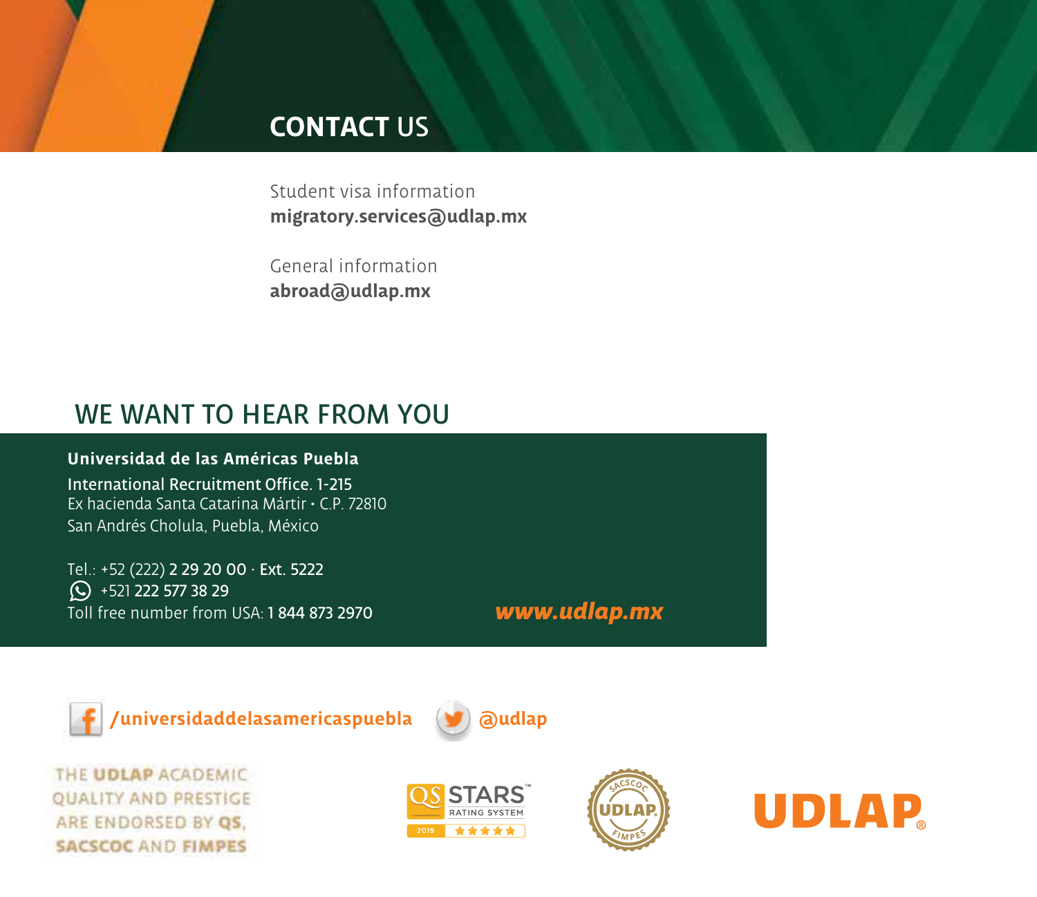# CONTACT US

Student visa information
**migratory.services@udlap.mx**

General information
**abroad@udlap.mx**

## WE WANT TO HEAR FROM YOU

**Universidad de las Américas Puebla**
International Recruitment Office. 1-215
Ex hacienda Santa Catarina Mártir • C.P. 72810
San Andrés Cholula, Puebla, México

Tel.: +52 (222) 2 29 20 00 · Ext. 5222
+521 222 577 38 29
Toll free number from USA: 1 844 873 2970

***www.udlap.mx***

/universidaddelasamericaspuebla @udlap

THE **UDLAP** ACADEMIC QUALITY AND PRESTIGE ARE ENDORSED BY **QS**, **SACSCOC** AND **FIMPES**

QS STARS™ RATING SYSTEM 2019

SACSCOC UDLAP FIMPES

UDLAP®